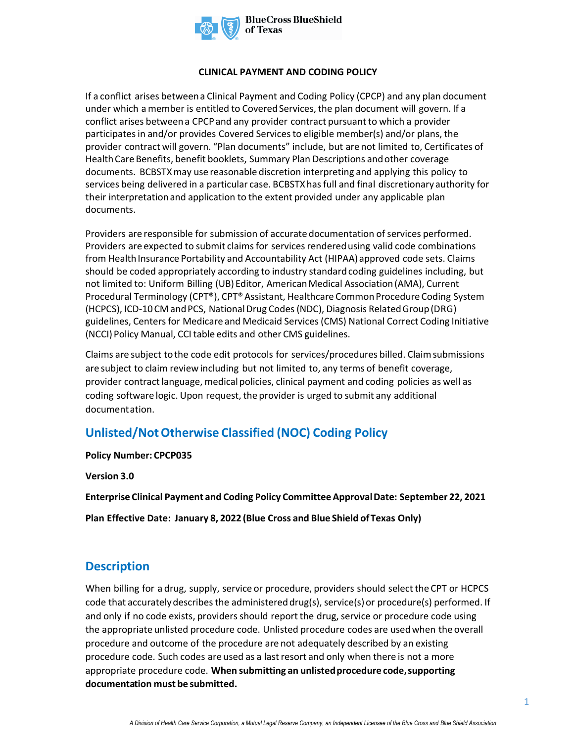**CLINICAL PAYMENT AND CODING POLICY**

If a conflict arises between a Clinical Payment and Coding Policy (CPCP) and any plan document under which a member is entitled to Covered Services, the plan document will govern. If a conflict arises between a CPCP and any provider contract pursuant to which a provider participates in and/or provides Covered Services to eligible member(s) and/or plans, the provider contract will govern. "Plan documents" include, but are not limited to, Certificates of Health Care Benefits, benefit booklets, Summary Plan Descriptions and other coverage documents. BCBSTX may use reasonable discretion interpreting and applying this policy to services being delivered in a particular case. BCBSTX has full and final discretionary authority for their interpretation and application to the extent provided under any applicable plan documents.

Providers are responsible for submission of accurate documentation of services performed. Providers are expected to submit claims for services rendered using valid code combinations from Health Insurance Portability and Accountability Act (HIPAA) approved code sets. Claims should be coded appropriately according to industry standard coding guidelines including, but not limited to: Uniform Billing (UB) Editor, American Medical Association (AMA), Current Procedural Terminology (CPT®), CPT® Assistant, Healthcare Common Procedure Coding System (HCPCS), ICD-10 CM and PCS, National Drug Codes (NDC), Diagnosis Related Group (DRG) guidelines, Centers for Medicare and Medicaid Services (CMS) National Correct Coding Initiative (NCCI) Policy Manual, CCI table edits and other CMS guidelines.

Claims are subject to the code edit protocols for services/procedures billed. Claim submissions are subject to claim review including but not limited to, any terms of benefit coverage, provider contract language, medical policies, clinical payment and coding policies as well as coding software logic. Upon request, the provider is urged to submit any additional documentation.

## Unlisted/Not Otherwise Classified (NOC) Coding Policy

**Policy Number: CPCP035**

**Version 3.0**

**Enterprise Clinical Payment and Coding Policy Committee Approval Date: September 22, 2021**

**Plan Effective Date: January 8, 2022 (Blue Cross and Blue Shield of Texas Only)**

## Description

When billing for a drug, supply, service or procedure, providers should select the CPT or HCPCS code that accurately describes the administered drug(s), service(s) or procedure(s) performed. If and only if no code exists, providers should report the drug, service or procedure code using the appropriate unlisted procedure code. Unlisted procedure codes are used when the overall procedure and outcome of the procedure are not adequately described by an existing procedure code. Such codes are used as a last resort and only when there is not a more appropriate procedure code. **When submitting an unlisted procedure code, supporting documentation must be submitted.**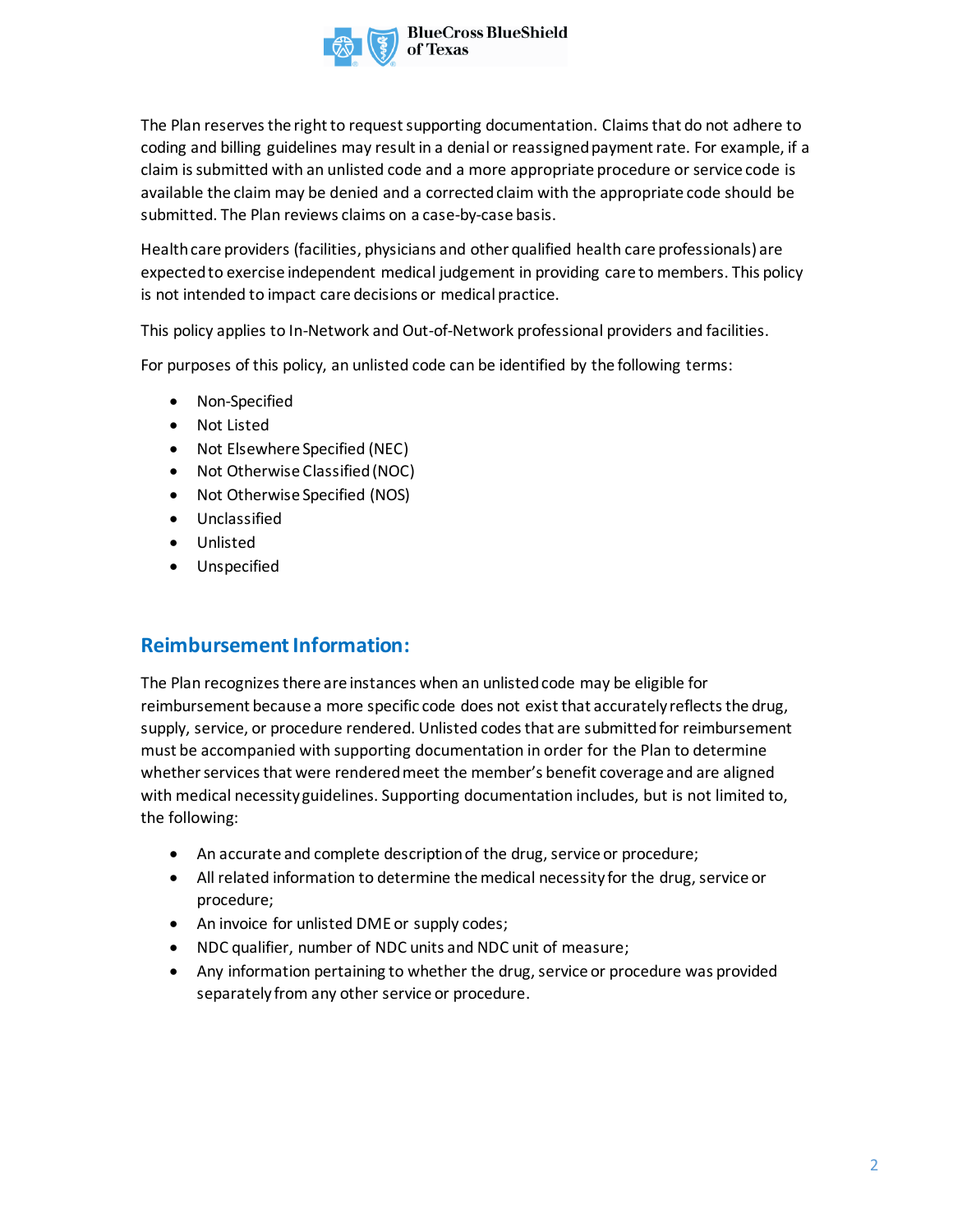The Plan reserves the right to request supporting documentation. Claims that do not adhere to coding and billing guidelines may result in a denial or reassigned payment rate. For example, if a claim is submitted with an unlisted code and a more appropriate procedure or service code is available the claim may be denied and a corrected claim with the appropriate code should be submitted. The Plan reviews claims on a case-by-case basis.

Health care providers (facilities, physicians and other qualified health care professionals) are expected to exercise independent medical judgement in providing care to members. This policy is not intended to impact care decisions or medical practice.

This policy applies to In-Network and Out-of-Network professional providers and facilities.

For purposes of this policy, an unlisted code can be identified by the following terms:

- Non-Specified
- Not Listed
- Not Elsewhere Specified (NEC)
- Not Otherwise Classified (NOC)
- Not Otherwise Specified (NOS)
- Unclassified
- Unlisted
- Unspecified

## Reimbursement Information:

The Plan recognizes there are instances when an unlisted code may be eligible for reimbursement because a more specific code does not exist that accurately reflects the drug, supply, service, or procedure rendered. Unlisted codes that are submitted for reimbursement must be accompanied with supporting documentation in order for the Plan to determine whether services that were rendered meet the member's benefit coverage and are aligned with medical necessity guidelines. Supporting documentation includes, but is not limited to, the following:

- An accurate and complete description of the drug, service or procedure;
- All related information to determine the medical necessity for the drug, service or procedure;
- An invoice for unlisted DME or supply codes;
- NDC qualifier, number of NDC units and NDC unit of measure;
- Any information pertaining to whether the drug, service or procedure was provided separately from any other service or procedure.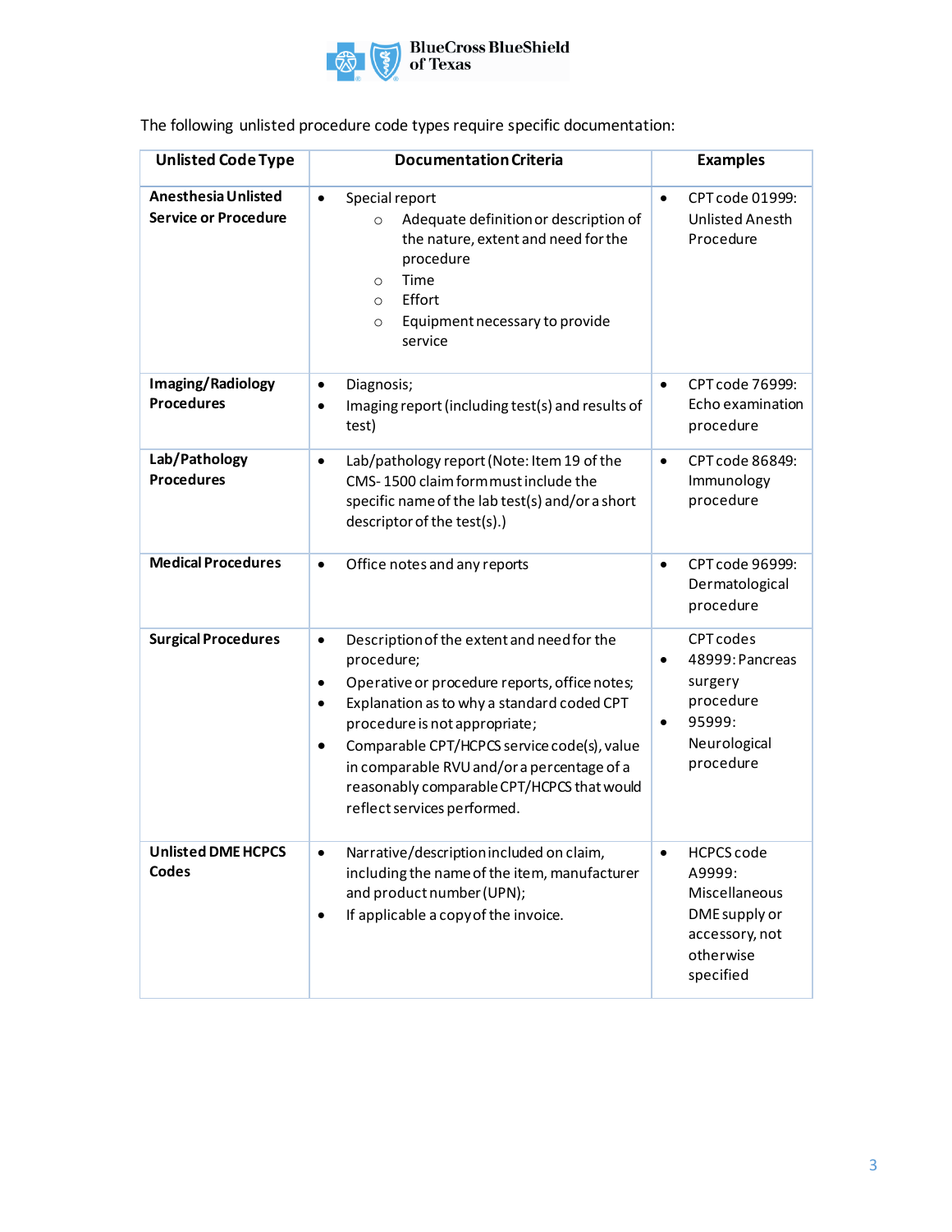The following unlisted procedure code types require specific documentation:

| Unlisted Code Type | Documentation Criteria | Examples |
| --- | --- | --- |
| **Anesthesia Unlisted Service or Procedure** | • Special report<br>  ◦ Adequate definition or description of the nature, extent and need for the procedure<br>  ◦ Time<br>  ◦ Effort<br>  ◦ Equipment necessary to provide service | • CPT code 01999: Unlisted Anesth Procedure |
| **Imaging/Radiology Procedures** | • Diagnosis;<br>• Imaging report (including test(s) and results of test) | • CPT code 76999: Echo examination procedure |
| **Lab/Pathology Procedures** | • Lab/pathology report (Note: Item 19 of the CMS- 1500 claim form must include the specific name of the lab test(s) and/or a short descriptor of the test(s).) | • CPT code 86849: Immunology procedure |
| **Medical Procedures** | • Office notes and any reports | • CPT code 96999: Dermatological procedure |
| **Surgical Procedures** | • Description of the extent and need for the procedure;<br>• Operative or procedure reports, office notes;<br>• Explanation as to why a standard coded CPT procedure is not appropriate;<br>• Comparable CPT/HCPCS service code(s), value in comparable RVU and/or a percentage of a reasonably comparable CPT/HCPCS that would reflect services performed. | CPT codes<br>• 48999: Pancreas surgery procedure<br>• 95999: Neurological procedure |
| **Unlisted DME HCPCS Codes** | • Narrative/description included on claim, including the name of the item, manufacturer and product number (UPN);<br>• If applicable a copy of the invoice. | • HCPCS code A9999: Miscellaneous DME supply or accessory, not otherwise specified |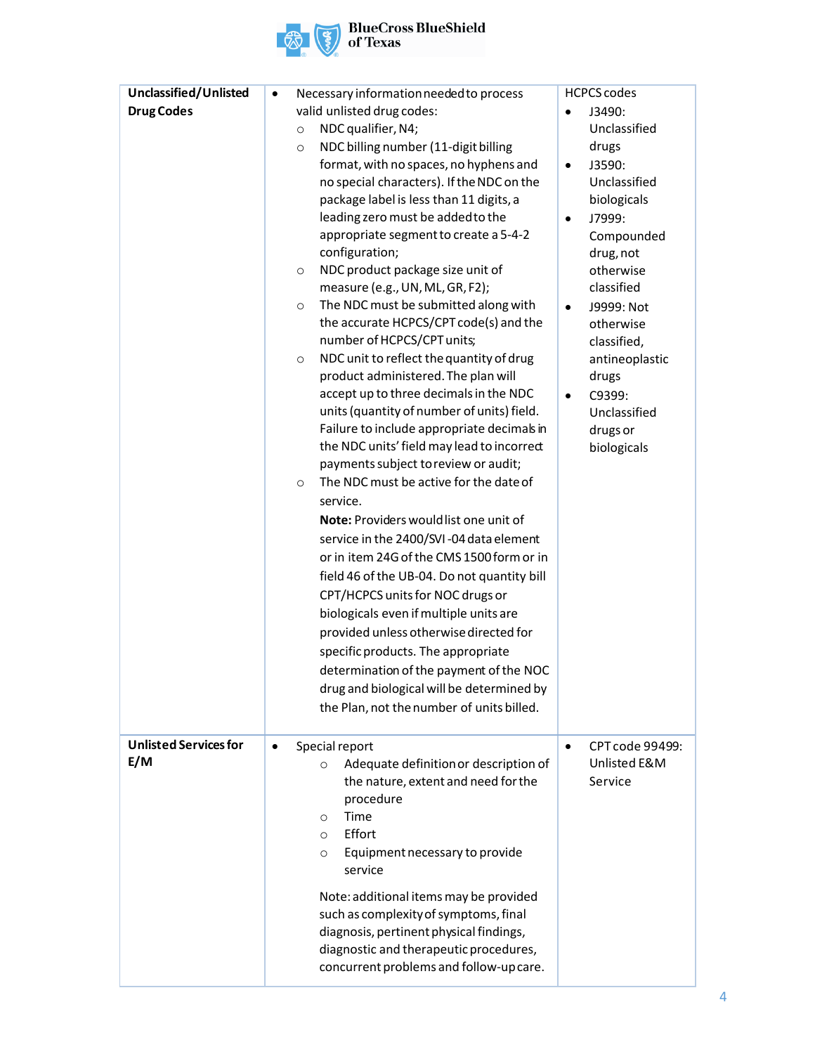| | | |
|---|---|---|
| **Unclassified/Unlisted Drug Codes** | • Necessary information needed to process valid unlisted drug codes:<br>○ NDC qualifier, N4;<br>○ NDC billing number (11-digit billing format, with no spaces, no hyphens and no special characters). If the NDC on the package label is less than 11 digits, a leading zero must be added to the appropriate segment to create a 5-4-2 configuration;<br>○ NDC product package size unit of measure (e.g., UN, ML, GR, F2);<br>○ The NDC must be submitted along with the accurate HCPCS/CPT code(s) and the number of HCPCS/CPT units;<br>○ NDC unit to reflect the quantity of drug product administered. The plan will accept up to three decimals in the NDC units (quantity of number of units) field. Failure to include appropriate decimals in the NDC units' field may lead to incorrect payments subject to review or audit;<br>○ The NDC must be active for the date of service.<br>**Note:** Providers would list one unit of service in the 2400/SVI-04 data element or in item 24G of the CMS 1500 form or in field 46 of the UB-04. Do not quantity bill CPT/HCPCS units for NOC drugs or biologicals even if multiple units are provided unless otherwise directed for specific products. The appropriate determination of the payment of the NOC drug and biological will be determined by the Plan, not the number of units billed. | HCPCS codes<br>• J3490: Unclassified drugs<br>• J3590: Unclassified biologicals<br>• J7999: Compounded drug, not otherwise classified<br>• J9999: Not otherwise classified, antineoplastic drugs<br>• C9399: Unclassified drugs or biologicals |
| **Unlisted Services for E/M** | • Special report<br>○ Adequate definition or description of the nature, extent and need for the procedure<br>○ Time<br>○ Effort<br>○ Equipment necessary to provide service<br>Note: additional items may be provided such as complexity of symptoms, final diagnosis, pertinent physical findings, diagnostic and therapeutic procedures, concurrent problems and follow-up care. | • CPT code 99499: Unlisted E&M Service |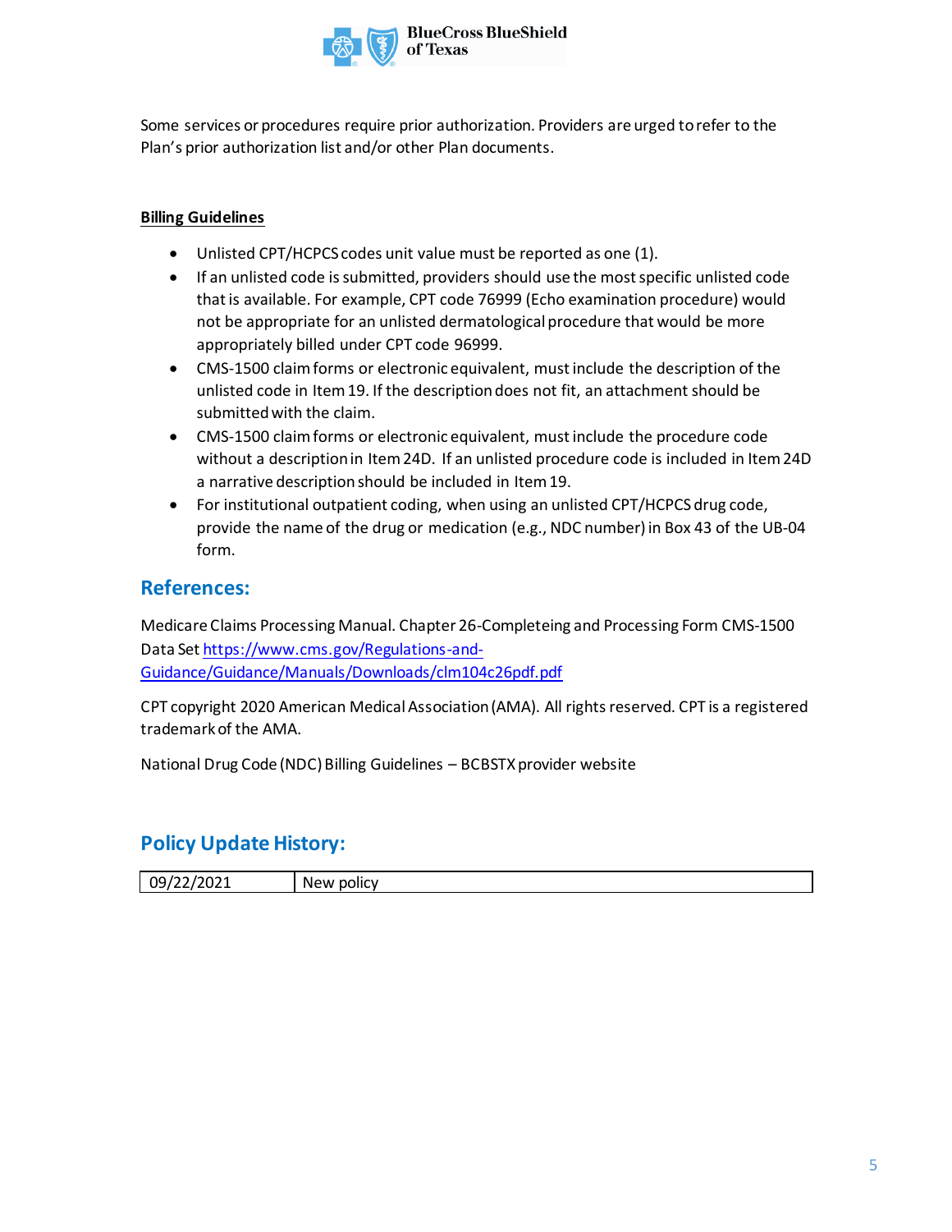Some services or procedures require prior authorization. Providers are urged to refer to the Plan's prior authorization list and/or other Plan documents.

**Billing Guidelines**

- Unlisted CPT/HCPCS codes unit value must be reported as one (1).
- If an unlisted code is submitted, providers should use the most specific unlisted code that is available. For example, CPT code 76999 (Echo examination procedure) would not be appropriate for an unlisted dermatological procedure that would be more appropriately billed under CPT code 96999.
- CMS-1500 claim forms or electronic equivalent, must include the description of the unlisted code in Item 19. If the description does not fit, an attachment should be submitted with the claim.
- CMS-1500 claim forms or electronic equivalent, must include the procedure code without a description in Item 24D. If an unlisted procedure code is included in Item 24D a narrative description should be included in Item 19.
- For institutional outpatient coding, when using an unlisted CPT/HCPCS drug code, provide the name of the drug or medication (e.g., NDC number) in Box 43 of the UB-04 form.

## References:

Medicare Claims Processing Manual. Chapter 26-Completeing and Processing Form CMS-1500 Data Set https://www.cms.gov/Regulations-and-Guidance/Guidance/Manuals/Downloads/clm104c26pdf.pdf

CPT copyright 2020 American Medical Association (AMA). All rights reserved. CPT is a registered trademark of the AMA.

National Drug Code (NDC) Billing Guidelines – BCBSTX provider website

## Policy Update History:

| | |
|---|---|
| 09/22/2021 | New policy |